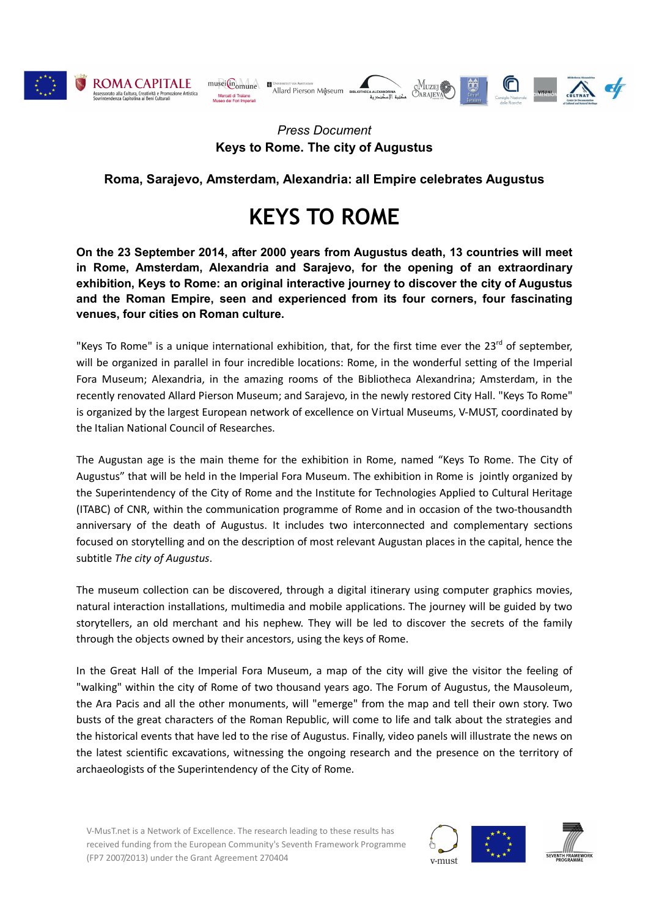*Press Document*

**Keys to Rome. The city of Augustus**

**Roma, Sarajevo, Amsterdam, Alexandria: all Empire celebrates Augustus**

# KEYS TO ROME

**On the 23 September 2014, after 2000 years from Augustus death, 13 countries will meet in Rome, Amsterdam, Alexandria and Sarajevo, for the opening of an extraordinary exhibition, Keys to Rome: an original interactive journey to discover the city of Augustus and the Roman Empire, seen and experienced from its four corners, four fascinating venues, four cities on Roman culture.**

"Keys To Rome" is a unique international exhibition, that, for the first time ever the 23rd of september, will be organized in parallel in four incredible locations: Rome, in the wonderful setting of the Imperial Fora Museum; Alexandria, in the amazing rooms of the Bibliotheca Alexandrina; Amsterdam, in the recently renovated Allard Pierson Museum; and Sarajevo, in the newly restored City Hall. "Keys To Rome" is organized by the largest European network of excellence on Virtual Museums, V-MUST, coordinated by the Italian National Council of Researches.

The Augustan age is the main theme for the exhibition in Rome, named "Keys To Rome. The City of Augustus" that will be held in the Imperial Fora Museum. The exhibition in Rome is jointly organized by the Superintendency of the City of Rome and the Institute for Technologies Applied to Cultural Heritage (ITABC) of CNR, within the communication programme of Rome and in occasion of the two-thousandth anniversary of the death of Augustus. It includes two interconnected and complementary sections focused on storytelling and on the description of most relevant Augustan places in the capital, hence the subtitle *The city of Augustus*.

The museum collection can be discovered, through a digital itinerary using computer graphics movies, natural interaction installations, multimedia and mobile applications. The journey will be guided by two storytellers, an old merchant and his nephew. They will be led to discover the secrets of the family through the objects owned by their ancestors, using the keys of Rome.

In the Great Hall of the Imperial Fora Museum, a map of the city will give the visitor the feeling of "walking" within the city of Rome of two thousand years ago. The Forum of Augustus, the Mausoleum, the Ara Pacis and all the other monuments, will "emerge" from the map and tell their own story. Two busts of the great characters of the Roman Republic, will come to life and talk about the strategies and the historical events that have led to the rise of Augustus. Finally, video panels will illustrate the news on the latest scientific excavations, witnessing the ongoing research and the presence on the territory of archaeologists of the Superintendency of the City of Rome.

V-MusT.net is a Network of Excellence. The research leading to these results has received funding from the European Community's Seventh Framework Programme (FP7 2007/2013) under the Grant Agreement 270404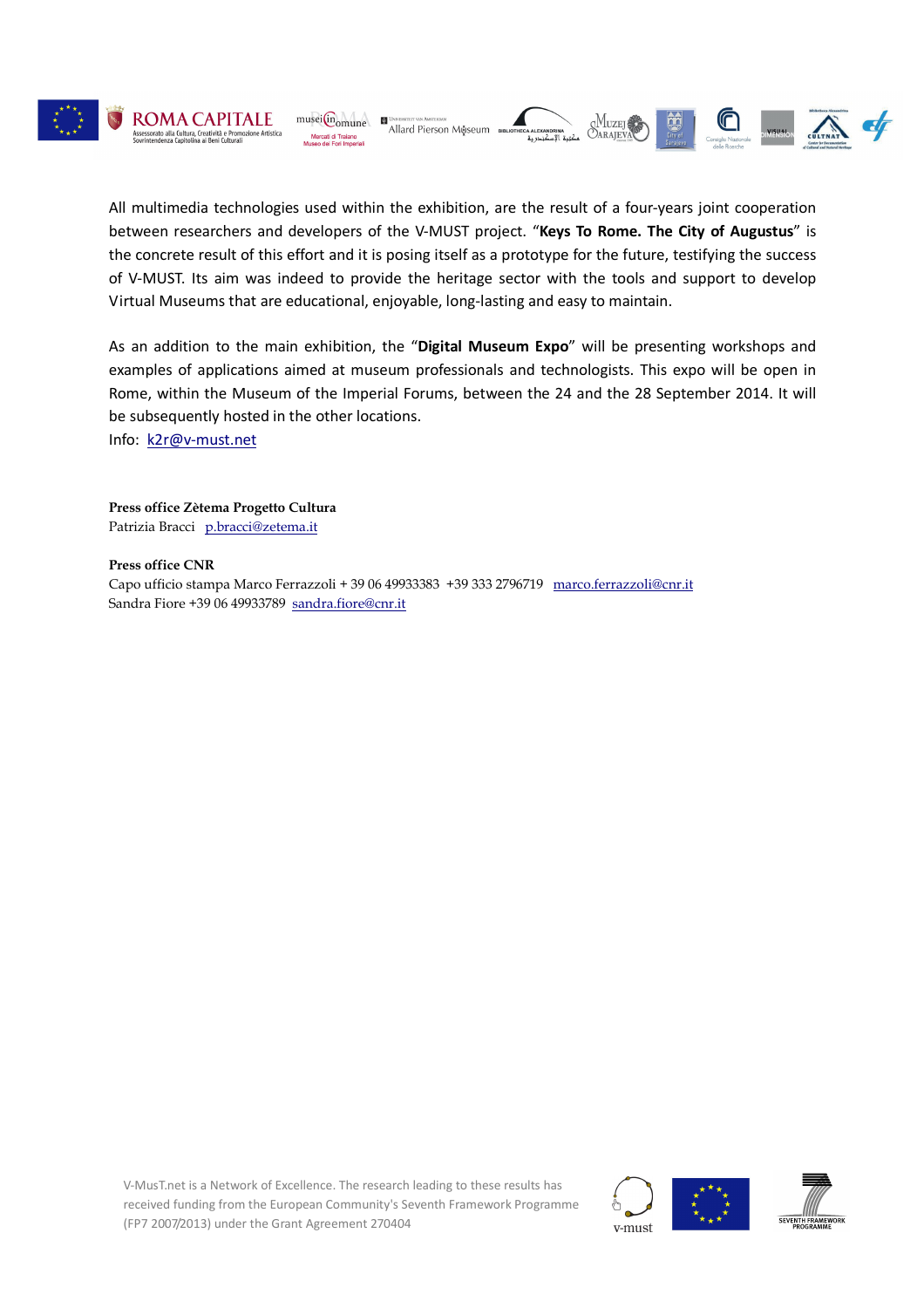All multimedia technologies used within the exhibition, are the result of a four-years joint cooperation between researchers and developers of the V-MUST project. "**Keys To Rome. The City of Augustus**" is the concrete result of this effort and it is posing itself as a prototype for the future, testifying the success of V-MUST. Its aim was indeed to provide the heritage sector with the tools and support to develop Virtual Museums that are educational, enjoyable, long-lasting and easy to maintain.

As an addition to the main exhibition, the "**Digital Museum Expo**" will be presenting workshops and examples of applications aimed at museum professionals and technologists. This expo will be open in Rome, within the Museum of the Imperial Forums, between the 24 and the 28 September 2014. It will be subsequently hosted in the other locations.

Info: k2r@v-must.net

**Press office Zètema Progetto Cultura**
Patrizia Bracci p.bracci@zetema.it

**Press office CNR**
Capo ufficio stampa Marco Ferrazzoli + 39 06 49933383 +39 333 2796719 marco.ferrazzoli@cnr.it
Sandra Fiore +39 06 49933789 sandra.fiore@cnr.it

V-MusT.net is a Network of Excellence. The research leading to these results has received funding from the European Community's Seventh Framework Programme (FP7 2007/2013) under the Grant Agreement 270404